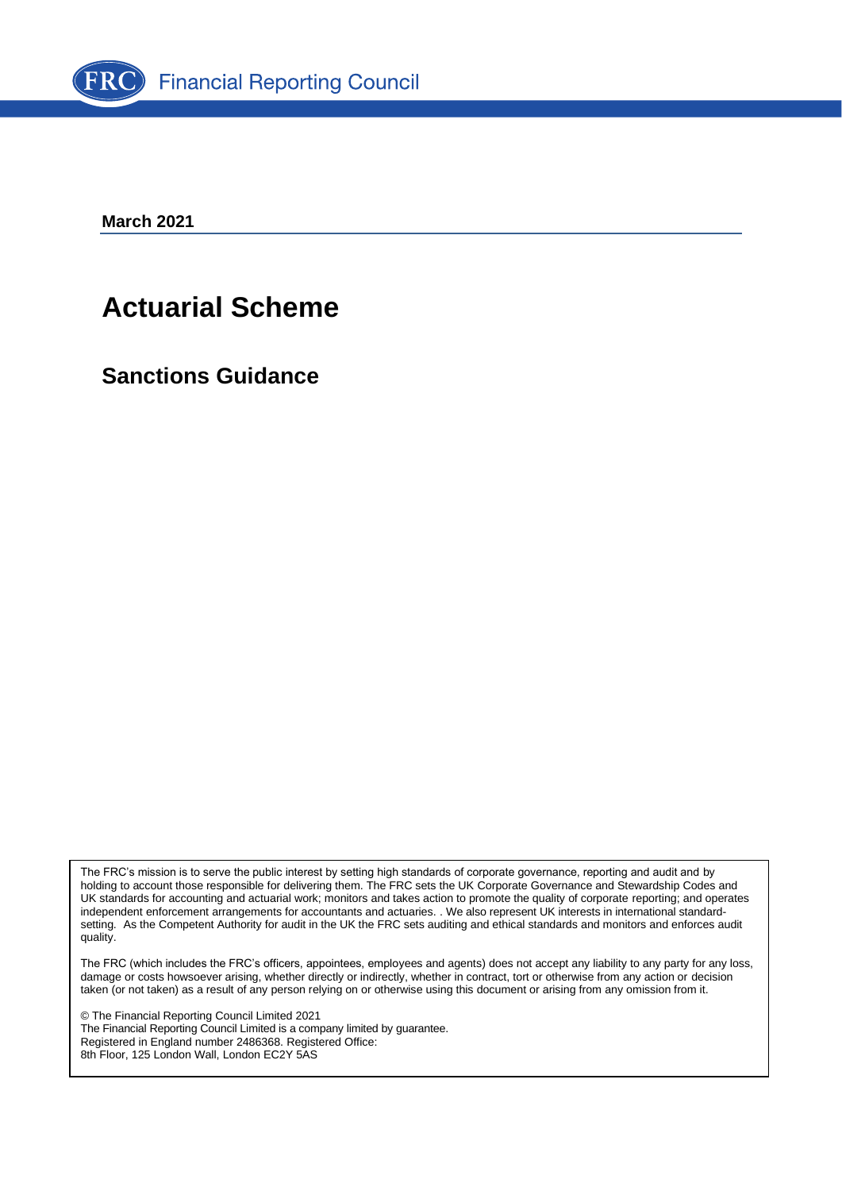Financial Reporting Council

**March 2021**

# Actuarial Scheme

## Sanctions Guidance

The FRC's mission is to serve the public interest by setting high standards of corporate governance, reporting and audit and by holding to account those responsible for delivering them. The FRC sets the UK Corporate Governance and Stewardship Codes and UK standards for accounting and actuarial work; monitors and takes action to promote the quality of corporate reporting; and operates independent enforcement arrangements for accountants and actuaries. . We also represent UK interests in international standard-setting. As the Competent Authority for audit in the UK the FRC sets auditing and ethical standards and monitors and enforces audit quality.

The FRC (which includes the FRC's officers, appointees, employees and agents) does not accept any liability to any party for any loss, damage or costs howsoever arising, whether directly or indirectly, whether in contract, tort or otherwise from any action or decision taken (or not taken) as a result of any person relying on or otherwise using this document or arising from any omission from it.

© The Financial Reporting Council Limited 2021
The Financial Reporting Council Limited is a company limited by guarantee.
Registered in England number 2486368. Registered Office:
8th Floor, 125 London Wall, London EC2Y 5AS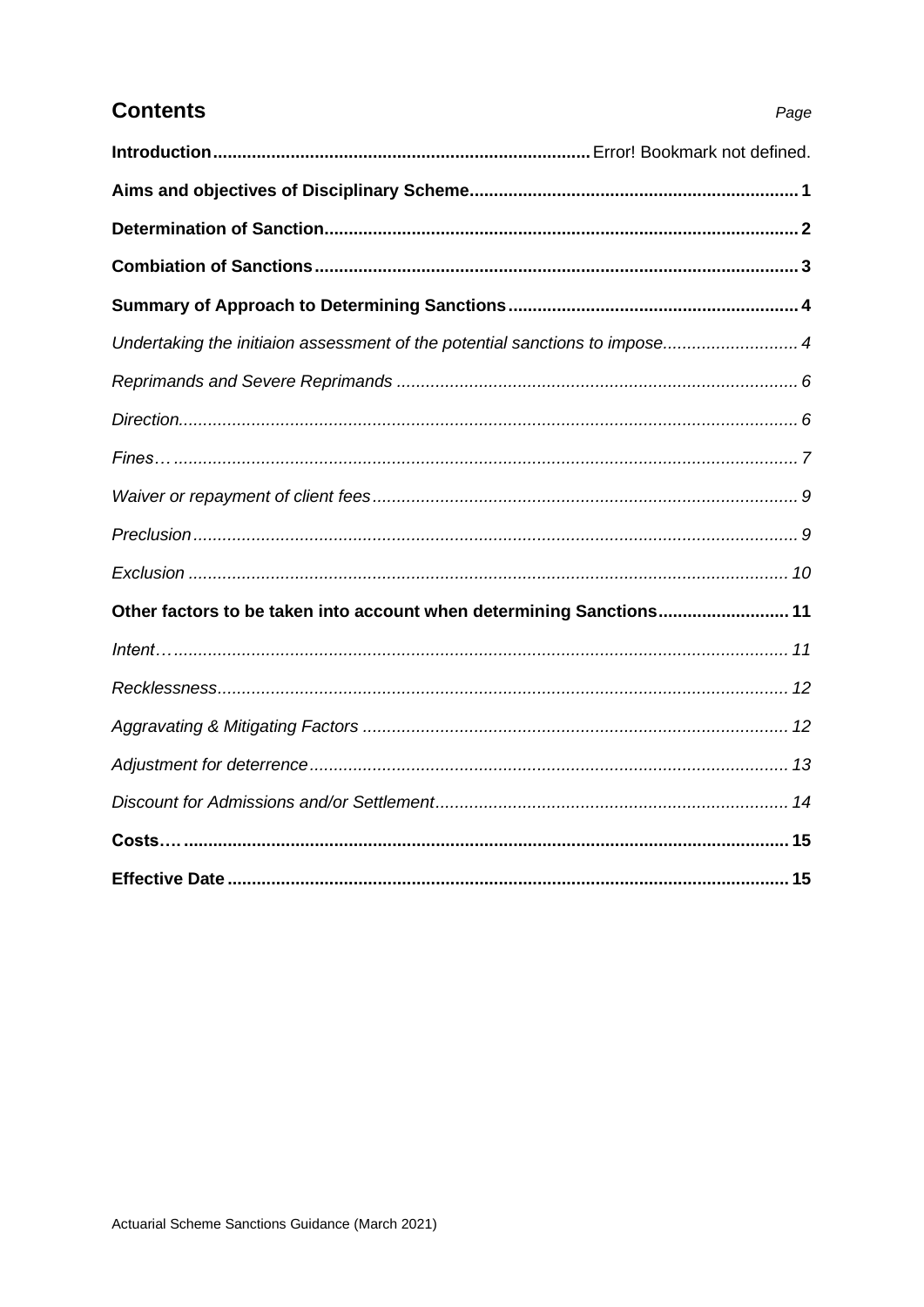## Contents

*Page*

**Introduction** ............................................................................. Error! Bookmark not defined.

**Aims and objectives of Disciplinary Scheme** ................................................................... 1

**Determination of Sanction** ................................................................................................ 2

**Combiation of Sanctions** .................................................................................................. 3

**Summary of Approach to Determining Sanctions** ........................................................... 4

*Undertaking the initiaion assessment of the potential sanctions to impose* ............................ 4

*Reprimands and Severe Reprimands* .................................................................................. 6

*Direction* ............................................................................................................................. 6

*Fines* … ............................................................................................................................... 7

*Waiver or repayment of client fees* ...................................................................................... 9

*Preclusion* ........................................................................................................................... 9

*Exclusion* .......................................................................................................................... 10

**Other factors to be taken into account when determining Sanctions** ........................... 11

*Intent* … ............................................................................................................................. 11

*Recklessness* .................................................................................................................... 12

*Aggravating & Mitigating Factors* ....................................................................................... 12

*Adjustment for deterrence* ................................................................................................. 13

*Discount for Admissions and/or Settlement* ........................................................................ 14

**Costs** … ........................................................................................................................... 15

**Effective Date** .................................................................................................................. 15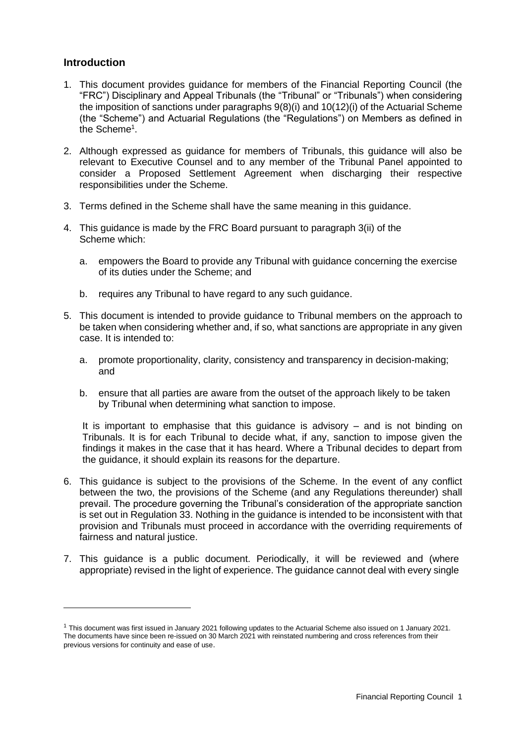## Introduction

1. This document provides guidance for members of the Financial Reporting Council (the "FRC") Disciplinary and Appeal Tribunals (the "Tribunal" or "Tribunals") when considering the imposition of sanctions under paragraphs 9(8)(i) and 10(12)(i) of the Actuarial Scheme (the "Scheme") and Actuarial Regulations (the "Regulations") on Members as defined in the Scheme[1].

2. Although expressed as guidance for members of Tribunals, this guidance will also be relevant to Executive Counsel and to any member of the Tribunal Panel appointed to consider a Proposed Settlement Agreement when discharging their respective responsibilities under the Scheme.

3. Terms defined in the Scheme shall have the same meaning in this guidance.

4. This guidance is made by the FRC Board pursuant to paragraph 3(ii) of the Scheme which:

    a. empowers the Board to provide any Tribunal with guidance concerning the exercise of its duties under the Scheme; and

    b. requires any Tribunal to have regard to any such guidance.

5. This document is intended to provide guidance to Tribunal members on the approach to be taken when considering whether and, if so, what sanctions are appropriate in any given case. It is intended to:

    a. promote proportionality, clarity, consistency and transparency in decision-making; and

    b. ensure that all parties are aware from the outset of the approach likely to be taken by Tribunal when determining what sanction to impose.

    It is important to emphasise that this guidance is advisory – and is not binding on Tribunals. It is for each Tribunal to decide what, if any, sanction to impose given the findings it makes in the case that it has heard. Where a Tribunal decides to depart from the guidance, it should explain its reasons for the departure.

6. This guidance is subject to the provisions of the Scheme. In the event of any conflict between the two, the provisions of the Scheme (and any Regulations thereunder) shall prevail. The procedure governing the Tribunal's consideration of the appropriate sanction is set out in Regulation 33. Nothing in the guidance is intended to be inconsistent with that provision and Tribunals must proceed in accordance with the overriding requirements of fairness and natural justice.

7. This guidance is a public document. Periodically, it will be reviewed and (where appropriate) revised in the light of experience. The guidance cannot deal with every single

[1] This document was first issued in January 2021 following updates to the Actuarial Scheme also issued on 1 January 2021. The documents have since been re-issued on 30 March 2021 with reinstated numbering and cross references from their previous versions for continuity and ease of use.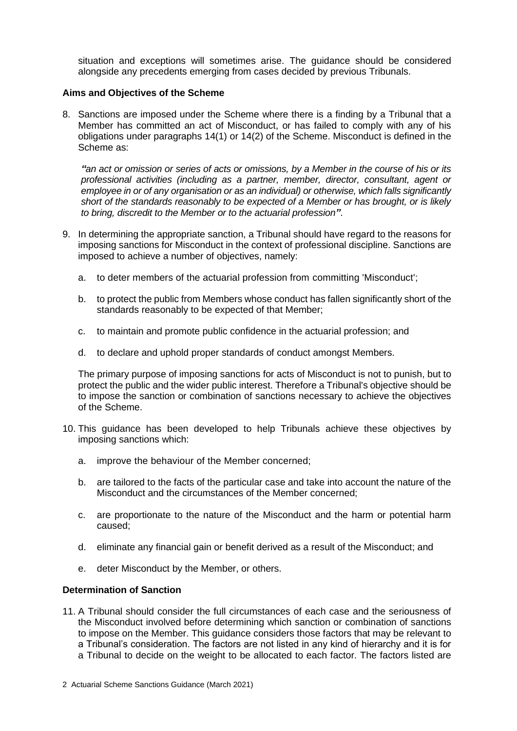situation and exceptions will sometimes arise. The guidance should be considered alongside any precedents emerging from cases decided by previous Tribunals.

**Aims and Objectives of the Scheme**

8. Sanctions are imposed under the Scheme where there is a finding by a Tribunal that a Member has committed an act of Misconduct, or has failed to comply with any of his obligations under paragraphs 14(1) or 14(2) of the Scheme. Misconduct is defined in the Scheme as:

   ***"****an act or omission or series of acts or omissions, by a Member in the course of his or its professional activities (including as a partner, member, director, consultant, agent or employee in or of any organisation or as an individual) or otherwise, which falls significantly short of the standards reasonably to be expected of a Member or has brought, or is likely to bring, discredit to the Member or to the actuarial profession****"***.

9. In determining the appropriate sanction, a Tribunal should have regard to the reasons for imposing sanctions for Misconduct in the context of professional discipline. Sanctions are imposed to achieve a number of objectives, namely:

   a. to deter members of the actuarial profession from committing 'Misconduct';

   b. to protect the public from Members whose conduct has fallen significantly short of the standards reasonably to be expected of that Member;

   c. to maintain and promote public confidence in the actuarial profession; and

   d. to declare and uphold proper standards of conduct amongst Members.

   The primary purpose of imposing sanctions for acts of Misconduct is not to punish, but to protect the public and the wider public interest. Therefore a Tribunal's objective should be to impose the sanction or combination of sanctions necessary to achieve the objectives of the Scheme.

10. This guidance has been developed to help Tribunals achieve these objectives by imposing sanctions which:

    a. improve the behaviour of the Member concerned;

    b. are tailored to the facts of the particular case and take into account the nature of the Misconduct and the circumstances of the Member concerned;

    c. are proportionate to the nature of the Misconduct and the harm or potential harm caused;

    d. eliminate any financial gain or benefit derived as a result of the Misconduct; and

    e. deter Misconduct by the Member, or others.

**Determination of Sanction**

11. A Tribunal should consider the full circumstances of each case and the seriousness of the Misconduct involved before determining which sanction or combination of sanctions to impose on the Member. This guidance considers those factors that may be relevant to a Tribunal's consideration. The factors are not listed in any kind of hierarchy and it is for a Tribunal to decide on the weight to be allocated to each factor. The factors listed are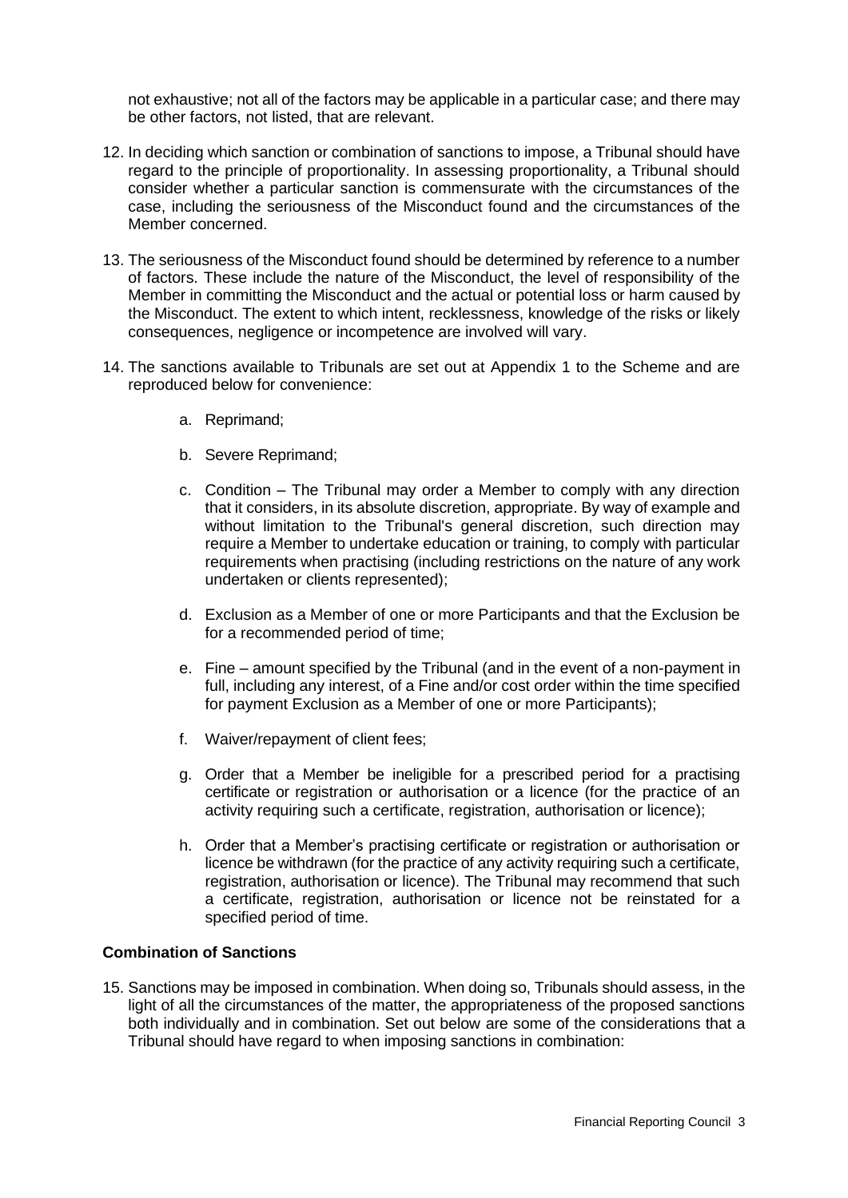not exhaustive; not all of the factors may be applicable in a particular case; and there may be other factors, not listed, that are relevant.

12. In deciding which sanction or combination of sanctions to impose, a Tribunal should have regard to the principle of proportionality. In assessing proportionality, a Tribunal should consider whether a particular sanction is commensurate with the circumstances of the case, including the seriousness of the Misconduct found and the circumstances of the Member concerned.

13. The seriousness of the Misconduct found should be determined by reference to a number of factors. These include the nature of the Misconduct, the level of responsibility of the Member in committing the Misconduct and the actual or potential loss or harm caused by the Misconduct. The extent to which intent, recklessness, knowledge of the risks or likely consequences, negligence or incompetence are involved will vary.

14. The sanctions available to Tribunals are set out at Appendix 1 to the Scheme and are reproduced below for convenience:

    a. Reprimand;

    b. Severe Reprimand;

    c. Condition – The Tribunal may order a Member to comply with any direction that it considers, in its absolute discretion, appropriate. By way of example and without limitation to the Tribunal's general discretion, such direction may require a Member to undertake education or training, to comply with particular requirements when practising (including restrictions on the nature of any work undertaken or clients represented);

    d. Exclusion as a Member of one or more Participants and that the Exclusion be for a recommended period of time;

    e. Fine – amount specified by the Tribunal (and in the event of a non-payment in full, including any interest, of a Fine and/or cost order within the time specified for payment Exclusion as a Member of one or more Participants);

    f. Waiver/repayment of client fees;

    g. Order that a Member be ineligible for a prescribed period for a practising certificate or registration or authorisation or a licence (for the practice of an activity requiring such a certificate, registration, authorisation or licence);

    h. Order that a Member's practising certificate or registration or authorisation or licence be withdrawn (for the practice of any activity requiring such a certificate, registration, authorisation or licence). The Tribunal may recommend that such a certificate, registration, authorisation or licence not be reinstated for a specified period of time.

**Combination of Sanctions**

15. Sanctions may be imposed in combination. When doing so, Tribunals should assess, in the light of all the circumstances of the matter, the appropriateness of the proposed sanctions both individually and in combination. Set out below are some of the considerations that a Tribunal should have regard to when imposing sanctions in combination: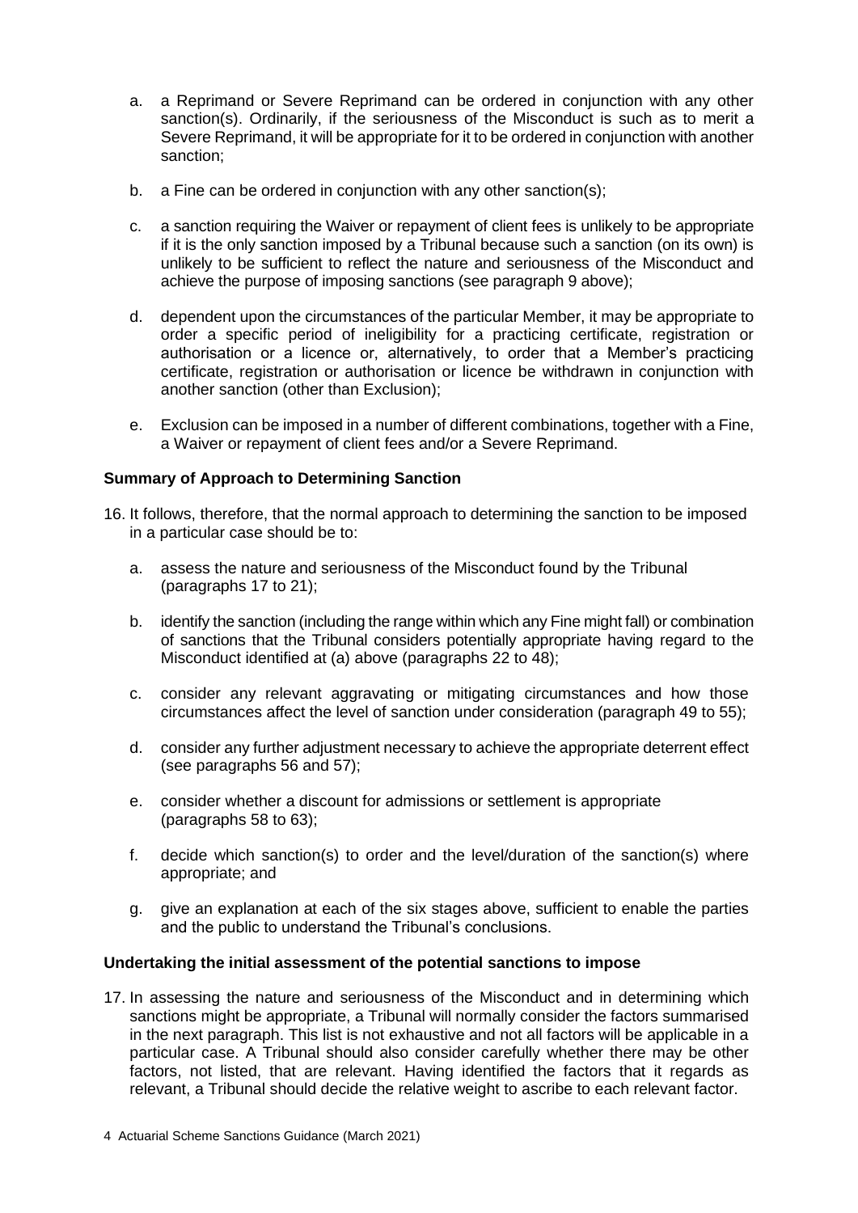a. a Reprimand or Severe Reprimand can be ordered in conjunction with any other sanction(s). Ordinarily, if the seriousness of the Misconduct is such as to merit a Severe Reprimand, it will be appropriate for it to be ordered in conjunction with another sanction;

b. a Fine can be ordered in conjunction with any other sanction(s);

c. a sanction requiring the Waiver or repayment of client fees is unlikely to be appropriate if it is the only sanction imposed by a Tribunal because such a sanction (on its own) is unlikely to be sufficient to reflect the nature and seriousness of the Misconduct and achieve the purpose of imposing sanctions (see paragraph 9 above);

d. dependent upon the circumstances of the particular Member, it may be appropriate to order a specific period of ineligibility for a practicing certificate, registration or authorisation or a licence or, alternatively, to order that a Member's practicing certificate, registration or authorisation or licence be withdrawn in conjunction with another sanction (other than Exclusion);

e. Exclusion can be imposed in a number of different combinations, together with a Fine, a Waiver or repayment of client fees and/or a Severe Reprimand.

**Summary of Approach to Determining Sanction**

16. It follows, therefore, that the normal approach to determining the sanction to be imposed in a particular case should be to:

    a. assess the nature and seriousness of the Misconduct found by the Tribunal (paragraphs 17 to 21);

    b. identify the sanction (including the range within which any Fine might fall) or combination of sanctions that the Tribunal considers potentially appropriate having regard to the Misconduct identified at (a) above (paragraphs 22 to 48);

    c. consider any relevant aggravating or mitigating circumstances and how those circumstances affect the level of sanction under consideration (paragraph 49 to 55);

    d. consider any further adjustment necessary to achieve the appropriate deterrent effect (see paragraphs 56 and 57);

    e. consider whether a discount for admissions or settlement is appropriate (paragraphs 58 to 63);

    f. decide which sanction(s) to order and the level/duration of the sanction(s) where appropriate; and

    g. give an explanation at each of the six stages above, sufficient to enable the parties and the public to understand the Tribunal's conclusions.

**Undertaking the initial assessment of the potential sanctions to impose**

17. In assessing the nature and seriousness of the Misconduct and in determining which sanctions might be appropriate, a Tribunal will normally consider the factors summarised in the next paragraph. This list is not exhaustive and not all factors will be applicable in a particular case. A Tribunal should also consider carefully whether there may be other factors, not listed, that are relevant. Having identified the factors that it regards as relevant, a Tribunal should decide the relative weight to ascribe to each relevant factor.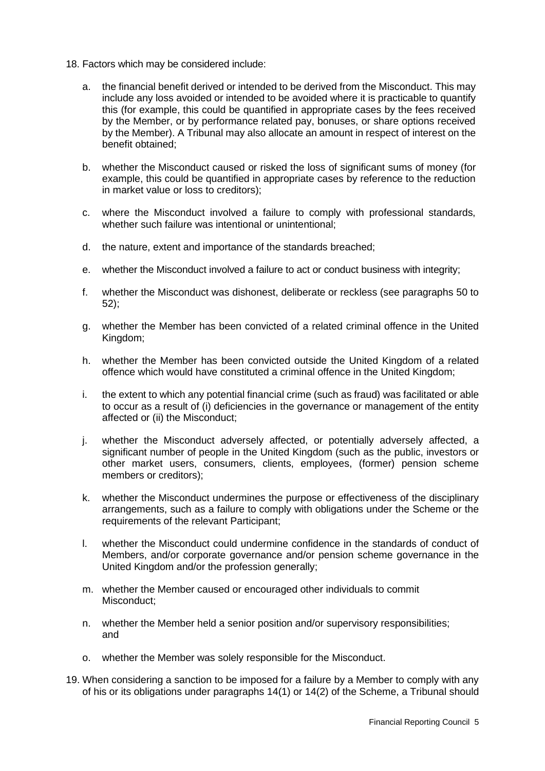18. Factors which may be considered include:

    a. the financial benefit derived or intended to be derived from the Misconduct. This may include any loss avoided or intended to be avoided where it is practicable to quantify this (for example, this could be quantified in appropriate cases by the fees received by the Member, or by performance related pay, bonuses, or share options received by the Member). A Tribunal may also allocate an amount in respect of interest on the benefit obtained;

    b. whether the Misconduct caused or risked the loss of significant sums of money (for example, this could be quantified in appropriate cases by reference to the reduction in market value or loss to creditors);

    c. where the Misconduct involved a failure to comply with professional standards, whether such failure was intentional or unintentional;

    d. the nature, extent and importance of the standards breached;

    e. whether the Misconduct involved a failure to act or conduct business with integrity;

    f. whether the Misconduct was dishonest, deliberate or reckless (see paragraphs 50 to 52);

    g. whether the Member has been convicted of a related criminal offence in the United Kingdom;

    h. whether the Member has been convicted outside the United Kingdom of a related offence which would have constituted a criminal offence in the United Kingdom;

    i. the extent to which any potential financial crime (such as fraud) was facilitated or able to occur as a result of (i) deficiencies in the governance or management of the entity affected or (ii) the Misconduct;

    j. whether the Misconduct adversely affected, or potentially adversely affected, a significant number of people in the United Kingdom (such as the public, investors or other market users, consumers, clients, employees, (former) pension scheme members or creditors);

    k. whether the Misconduct undermines the purpose or effectiveness of the disciplinary arrangements, such as a failure to comply with obligations under the Scheme or the requirements of the relevant Participant;

    l. whether the Misconduct could undermine confidence in the standards of conduct of Members, and/or corporate governance and/or pension scheme governance in the United Kingdom and/or the profession generally;

    m. whether the Member caused or encouraged other individuals to commit Misconduct;

    n. whether the Member held a senior position and/or supervisory responsibilities; and

    o. whether the Member was solely responsible for the Misconduct.

19. When considering a sanction to be imposed for a failure by a Member to comply with any of his or its obligations under paragraphs 14(1) or 14(2) of the Scheme, a Tribunal should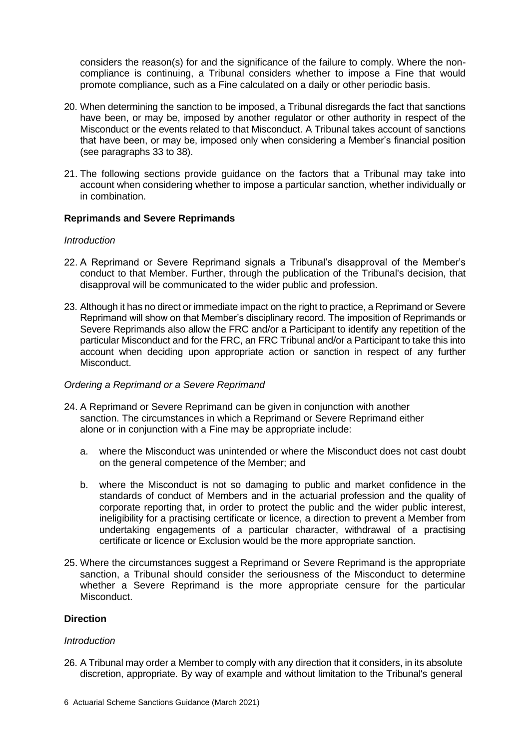considers the reason(s) for and the significance of the failure to comply. Where the non-compliance is continuing, a Tribunal considers whether to impose a Fine that would promote compliance, such as a Fine calculated on a daily or other periodic basis.

20. When determining the sanction to be imposed, a Tribunal disregards the fact that sanctions have been, or may be, imposed by another regulator or other authority in respect of the Misconduct or the events related to that Misconduct. A Tribunal takes account of sanctions that have been, or may be, imposed only when considering a Member's financial position (see paragraphs 33 to 38).

21. The following sections provide guidance on the factors that a Tribunal may take into account when considering whether to impose a particular sanction, whether individually or in combination.

**Reprimands and Severe Reprimands**

*Introduction*

22. A Reprimand or Severe Reprimand signals a Tribunal's disapproval of the Member's conduct to that Member. Further, through the publication of the Tribunal's decision, that disapproval will be communicated to the wider public and profession.

23. Although it has no direct or immediate impact on the right to practice, a Reprimand or Severe Reprimand will show on that Member's disciplinary record. The imposition of Reprimands or Severe Reprimands also allow the FRC and/or a Participant to identify any repetition of the particular Misconduct and for the FRC, an FRC Tribunal and/or a Participant to take this into account when deciding upon appropriate action or sanction in respect of any further Misconduct.

*Ordering a Reprimand or a Severe Reprimand*

24. A Reprimand or Severe Reprimand can be given in conjunction with another sanction. The circumstances in which a Reprimand or Severe Reprimand either alone or in conjunction with a Fine may be appropriate include:

    a. where the Misconduct was unintended or where the Misconduct does not cast doubt on the general competence of the Member; and

    b. where the Misconduct is not so damaging to public and market confidence in the standards of conduct of Members and in the actuarial profession and the quality of corporate reporting that, in order to protect the public and the wider public interest, ineligibility for a practising certificate or licence, a direction to prevent a Member from undertaking engagements of a particular character, withdrawal of a practising certificate or licence or Exclusion would be the more appropriate sanction.

25. Where the circumstances suggest a Reprimand or Severe Reprimand is the appropriate sanction, a Tribunal should consider the seriousness of the Misconduct to determine whether a Severe Reprimand is the more appropriate censure for the particular Misconduct.

**Direction**

*Introduction*

26. A Tribunal may order a Member to comply with any direction that it considers, in its absolute discretion, appropriate. By way of example and without limitation to the Tribunal's general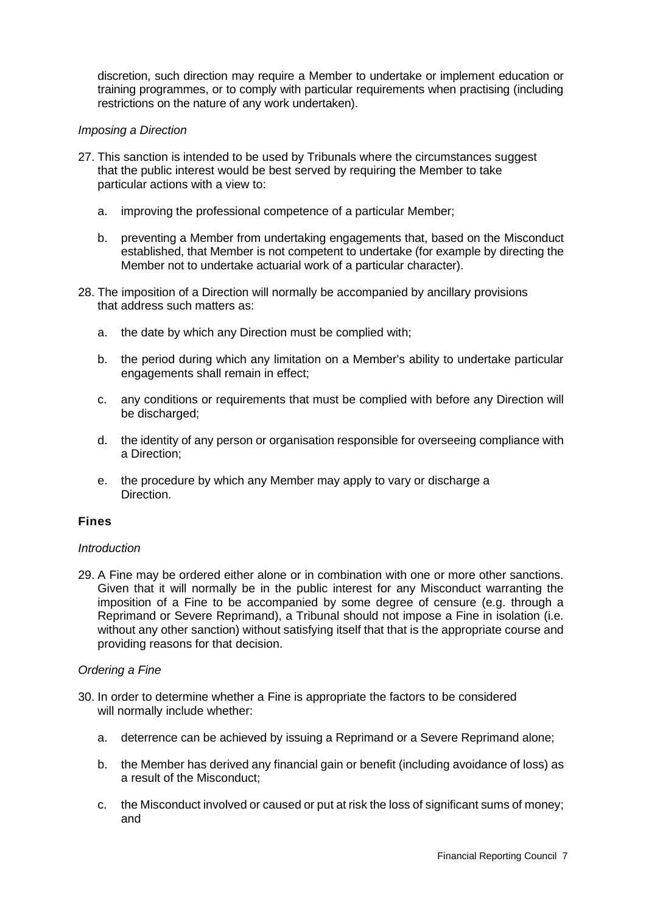discretion, such direction may require a Member to undertake or implement education or training programmes, or to comply with particular requirements when practising (including restrictions on the nature of any work undertaken).

*Imposing a Direction*

27. This sanction is intended to be used by Tribunals where the circumstances suggest that the public interest would be best served by requiring the Member to take particular actions with a view to:

    a. improving the professional competence of a particular Member;

    b. preventing a Member from undertaking engagements that, based on the Misconduct established, that Member is not competent to undertake (for example by directing the Member not to undertake actuarial work of a particular character).

28. The imposition of a Direction will normally be accompanied by ancillary provisions that address such matters as:

    a. the date by which any Direction must be complied with;

    b. the period during which any limitation on a Member's ability to undertake particular engagements shall remain in effect;

    c. any conditions or requirements that must be complied with before any Direction will be discharged;

    d. the identity of any person or organisation responsible for overseeing compliance with a Direction;

    e. the procedure by which any Member may apply to vary or discharge a Direction.

### Fines

*Introduction*

29. A Fine may be ordered either alone or in combination with one or more other sanctions. Given that it will normally be in the public interest for any Misconduct warranting the imposition of a Fine to be accompanied by some degree of censure (e.g. through a Reprimand or Severe Reprimand), a Tribunal should not impose a Fine in isolation (i.e. without any other sanction) without satisfying itself that that is the appropriate course and providing reasons for that decision.

*Ordering a Fine*

30. In order to determine whether a Fine is appropriate the factors to be considered will normally include whether:

    a. deterrence can be achieved by issuing a Reprimand or a Severe Reprimand alone;

    b. the Member has derived any financial gain or benefit (including avoidance of loss) as a result of the Misconduct;

    c. the Misconduct involved or caused or put at risk the loss of significant sums of money; and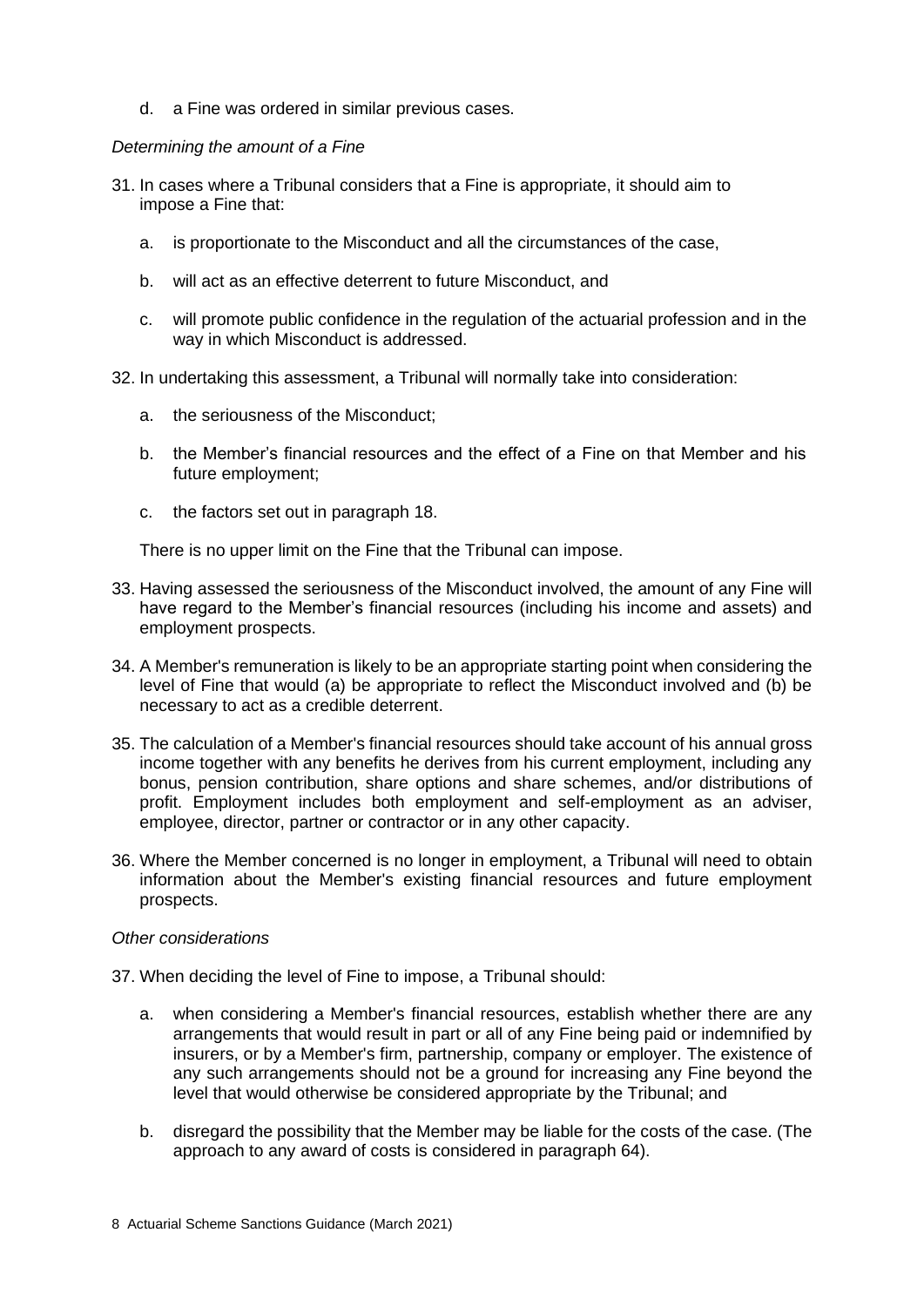d. a Fine was ordered in similar previous cases.

*Determining the amount of a Fine*

31. In cases where a Tribunal considers that a Fine is appropriate, it should aim to impose a Fine that:

    a. is proportionate to the Misconduct and all the circumstances of the case,

    b. will act as an effective deterrent to future Misconduct, and

    c. will promote public confidence in the regulation of the actuarial profession and in the way in which Misconduct is addressed.

32. In undertaking this assessment, a Tribunal will normally take into consideration:

    a. the seriousness of the Misconduct;

    b. the Member's financial resources and the effect of a Fine on that Member and his future employment;

    c. the factors set out in paragraph 18.

    There is no upper limit on the Fine that the Tribunal can impose.

33. Having assessed the seriousness of the Misconduct involved, the amount of any Fine will have regard to the Member's financial resources (including his income and assets) and employment prospects.

34. A Member's remuneration is likely to be an appropriate starting point when considering the level of Fine that would (a) be appropriate to reflect the Misconduct involved and (b) be necessary to act as a credible deterrent.

35. The calculation of a Member's financial resources should take account of his annual gross income together with any benefits he derives from his current employment, including any bonus, pension contribution, share options and share schemes, and/or distributions of profit. Employment includes both employment and self-employment as an adviser, employee, director, partner or contractor or in any other capacity.

36. Where the Member concerned is no longer in employment, a Tribunal will need to obtain information about the Member's existing financial resources and future employment prospects.

*Other considerations*

37. When deciding the level of Fine to impose, a Tribunal should:

    a. when considering a Member's financial resources, establish whether there are any arrangements that would result in part or all of any Fine being paid or indemnified by insurers, or by a Member's firm, partnership, company or employer. The existence of any such arrangements should not be a ground for increasing any Fine beyond the level that would otherwise be considered appropriate by the Tribunal; and

    b. disregard the possibility that the Member may be liable for the costs of the case. (The approach to any award of costs is considered in paragraph 64).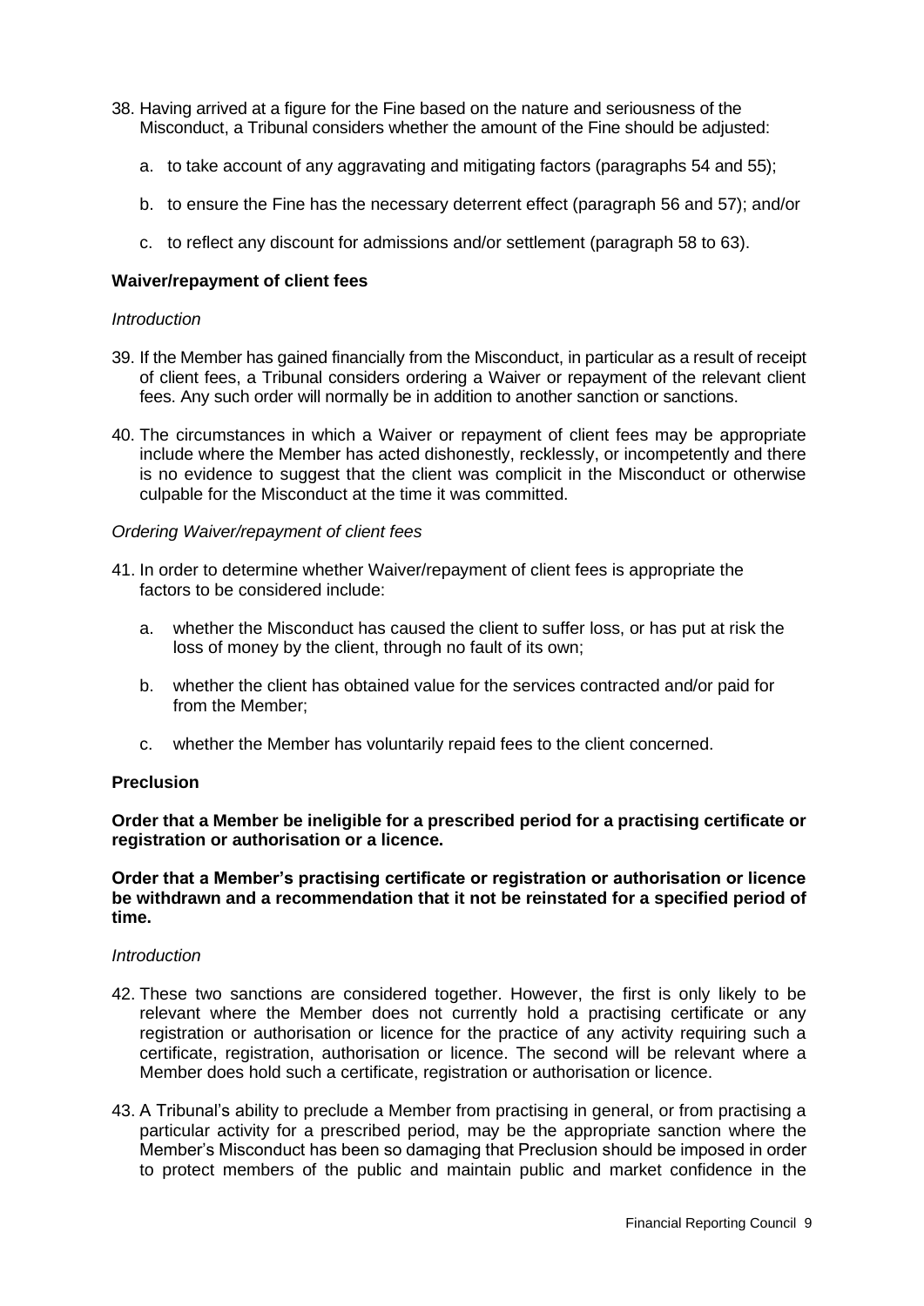38. Having arrived at a figure for the Fine based on the nature and seriousness of the Misconduct, a Tribunal considers whether the amount of the Fine should be adjusted:

    a. to take account of any aggravating and mitigating factors (paragraphs 54 and 55);

    b. to ensure the Fine has the necessary deterrent effect (paragraph 56 and 57); and/or

    c. to reflect any discount for admissions and/or settlement (paragraph 58 to 63).

**Waiver/repayment of client fees**

*Introduction*

39. If the Member has gained financially from the Misconduct, in particular as a result of receipt of client fees, a Tribunal considers ordering a Waiver or repayment of the relevant client fees. Any such order will normally be in addition to another sanction or sanctions.

40. The circumstances in which a Waiver or repayment of client fees may be appropriate include where the Member has acted dishonestly, recklessly, or incompetently and there is no evidence to suggest that the client was complicit in the Misconduct or otherwise culpable for the Misconduct at the time it was committed.

*Ordering Waiver/repayment of client fees*

41. In order to determine whether Waiver/repayment of client fees is appropriate the factors to be considered include:

    a. whether the Misconduct has caused the client to suffer loss, or has put at risk the loss of money by the client, through no fault of its own;

    b. whether the client has obtained value for the services contracted and/or paid for from the Member;

    c. whether the Member has voluntarily repaid fees to the client concerned.

**Preclusion**

**Order that a Member be ineligible for a prescribed period for a practising certificate or registration or authorisation or a licence.**

**Order that a Member's practising certificate or registration or authorisation or licence be withdrawn and a recommendation that it not be reinstated for a specified period of time.**

*Introduction*

42. These two sanctions are considered together. However, the first is only likely to be relevant where the Member does not currently hold a practising certificate or any registration or authorisation or licence for the practice of any activity requiring such a certificate, registration, authorisation or licence. The second will be relevant where a Member does hold such a certificate, registration or authorisation or licence.

43. A Tribunal's ability to preclude a Member from practising in general, or from practising a particular activity for a prescribed period, may be the appropriate sanction where the Member's Misconduct has been so damaging that Preclusion should be imposed in order to protect members of the public and maintain public and market confidence in the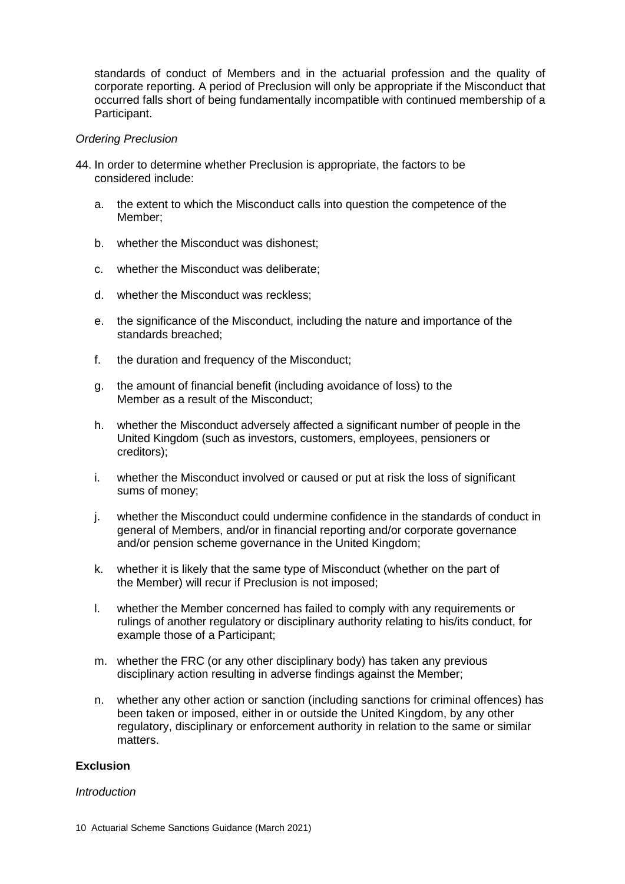standards of conduct of Members and in the actuarial profession and the quality of corporate reporting. A period of Preclusion will only be appropriate if the Misconduct that occurred falls short of being fundamentally incompatible with continued membership of a Participant.

*Ordering Preclusion*

44. In order to determine whether Preclusion is appropriate, the factors to be considered include:

    a. the extent to which the Misconduct calls into question the competence of the Member;

    b. whether the Misconduct was dishonest;

    c. whether the Misconduct was deliberate;

    d. whether the Misconduct was reckless;

    e. the significance of the Misconduct, including the nature and importance of the standards breached;

    f. the duration and frequency of the Misconduct;

    g. the amount of financial benefit (including avoidance of loss) to the Member as a result of the Misconduct;

    h. whether the Misconduct adversely affected a significant number of people in the United Kingdom (such as investors, customers, employees, pensioners or creditors);

    i. whether the Misconduct involved or caused or put at risk the loss of significant sums of money;

    j. whether the Misconduct could undermine confidence in the standards of conduct in general of Members, and/or in financial reporting and/or corporate governance and/or pension scheme governance in the United Kingdom;

    k. whether it is likely that the same type of Misconduct (whether on the part of the Member) will recur if Preclusion is not imposed;

    l. whether the Member concerned has failed to comply with any requirements or rulings of another regulatory or disciplinary authority relating to his/its conduct, for example those of a Participant;

    m. whether the FRC (or any other disciplinary body) has taken any previous disciplinary action resulting in adverse findings against the Member;

    n. whether any other action or sanction (including sanctions for criminal offences) has been taken or imposed, either in or outside the United Kingdom, by any other regulatory, disciplinary or enforcement authority in relation to the same or similar matters.

**Exclusion**

*Introduction*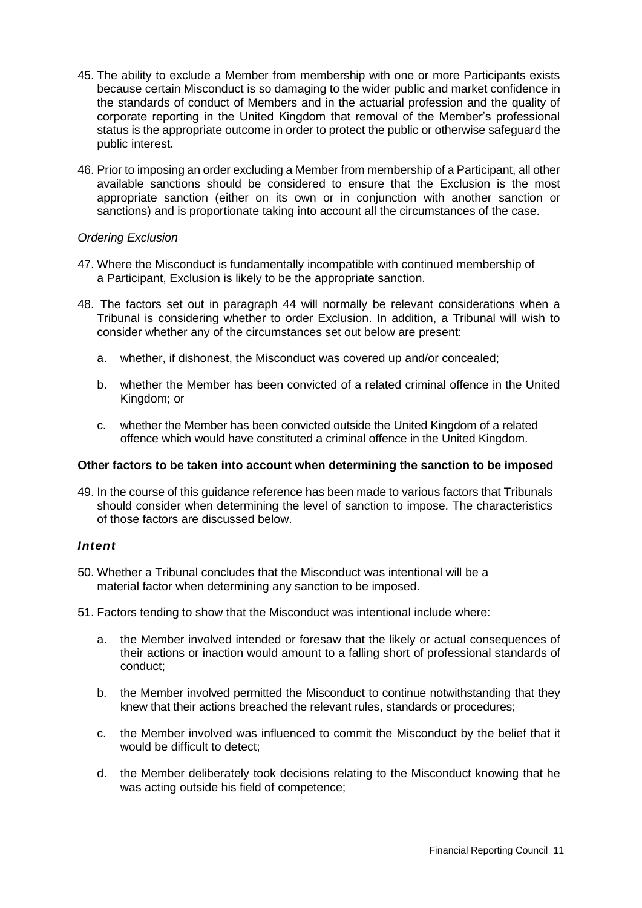45. The ability to exclude a Member from membership with one or more Participants exists because certain Misconduct is so damaging to the wider public and market confidence in the standards of conduct of Members and in the actuarial profession and the quality of corporate reporting in the United Kingdom that removal of the Member's professional status is the appropriate outcome in order to protect the public or otherwise safeguard the public interest.

46. Prior to imposing an order excluding a Member from membership of a Participant, all other available sanctions should be considered to ensure that the Exclusion is the most appropriate sanction (either on its own or in conjunction with another sanction or sanctions) and is proportionate taking into account all the circumstances of the case.

*Ordering Exclusion*

47. Where the Misconduct is fundamentally incompatible with continued membership of a Participant, Exclusion is likely to be the appropriate sanction.

48. The factors set out in paragraph 44 will normally be relevant considerations when a Tribunal is considering whether to order Exclusion. In addition, a Tribunal will wish to consider whether any of the circumstances set out below are present:

    a. whether, if dishonest, the Misconduct was covered up and/or concealed;

    b. whether the Member has been convicted of a related criminal offence in the United Kingdom; or

    c. whether the Member has been convicted outside the United Kingdom of a related offence which would have constituted a criminal offence in the United Kingdom.

**Other factors to be taken into account when determining the sanction to be imposed**

49. In the course of this guidance reference has been made to various factors that Tribunals should consider when determining the level of sanction to impose. The characteristics of those factors are discussed below.

***Intent***

50. Whether a Tribunal concludes that the Misconduct was intentional will be a material factor when determining any sanction to be imposed.

51. Factors tending to show that the Misconduct was intentional include where:

    a. the Member involved intended or foresaw that the likely or actual consequences of their actions or inaction would amount to a falling short of professional standards of conduct;

    b. the Member involved permitted the Misconduct to continue notwithstanding that they knew that their actions breached the relevant rules, standards or procedures;

    c. the Member involved was influenced to commit the Misconduct by the belief that it would be difficult to detect;

    d. the Member deliberately took decisions relating to the Misconduct knowing that he was acting outside his field of competence;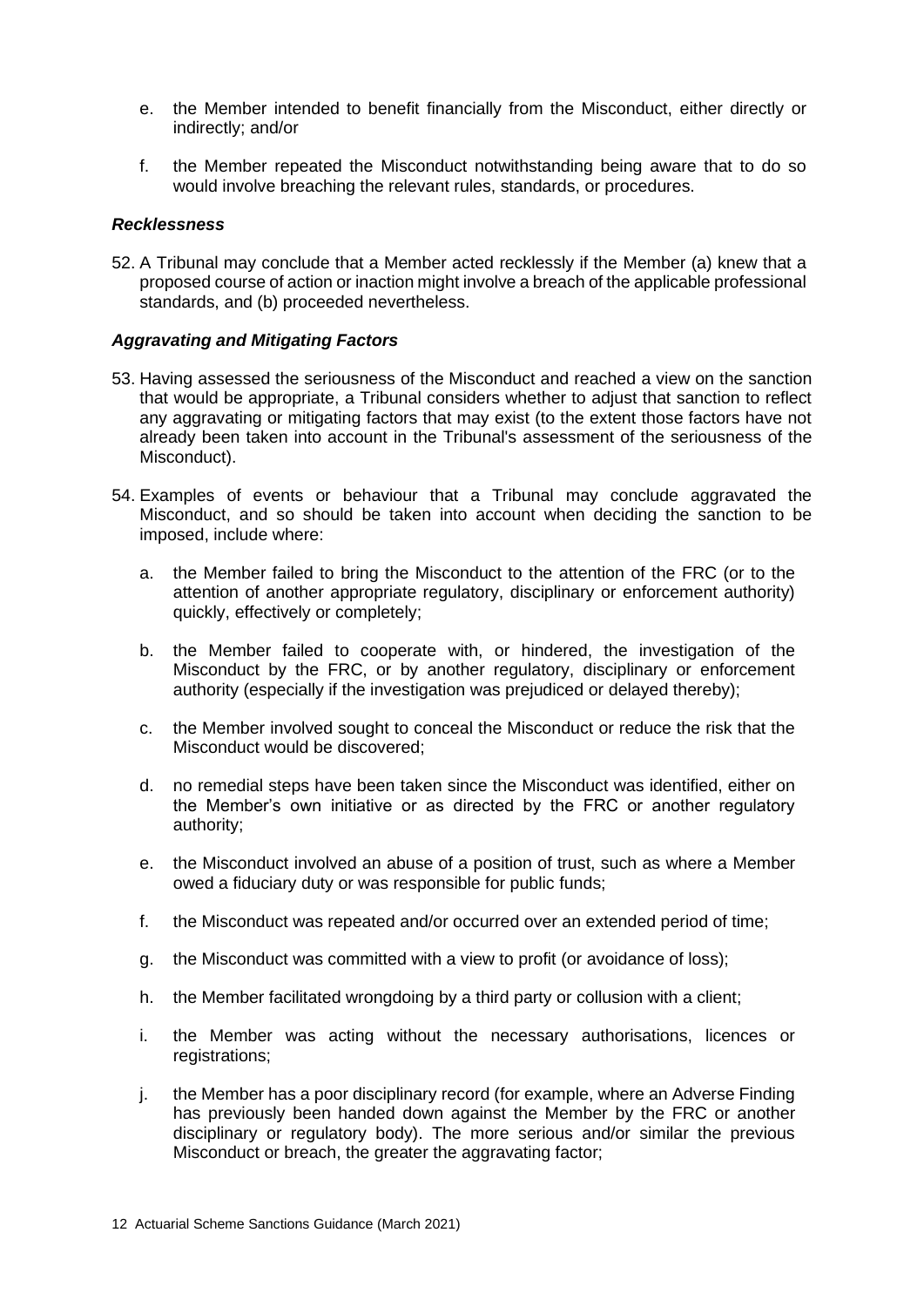e. the Member intended to benefit financially from the Misconduct, either directly or indirectly; and/or

f. the Member repeated the Misconduct notwithstanding being aware that to do so would involve breaching the relevant rules, standards, or procedures.

### *Recklessness*

52. A Tribunal may conclude that a Member acted recklessly if the Member (a) knew that a proposed course of action or inaction might involve a breach of the applicable professional standards, and (b) proceeded nevertheless.

### *Aggravating and Mitigating Factors*

53. Having assessed the seriousness of the Misconduct and reached a view on the sanction that would be appropriate, a Tribunal considers whether to adjust that sanction to reflect any aggravating or mitigating factors that may exist (to the extent those factors have not already been taken into account in the Tribunal's assessment of the seriousness of the Misconduct).

54. Examples of events or behaviour that a Tribunal may conclude aggravated the Misconduct, and so should be taken into account when deciding the sanction to be imposed, include where:

    a. the Member failed to bring the Misconduct to the attention of the FRC (or to the attention of another appropriate regulatory, disciplinary or enforcement authority) quickly, effectively or completely;

    b. the Member failed to cooperate with, or hindered, the investigation of the Misconduct by the FRC, or by another regulatory, disciplinary or enforcement authority (especially if the investigation was prejudiced or delayed thereby);

    c. the Member involved sought to conceal the Misconduct or reduce the risk that the Misconduct would be discovered;

    d. no remedial steps have been taken since the Misconduct was identified, either on the Member's own initiative or as directed by the FRC or another regulatory authority;

    e. the Misconduct involved an abuse of a position of trust, such as where a Member owed a fiduciary duty or was responsible for public funds;

    f. the Misconduct was repeated and/or occurred over an extended period of time;

    g. the Misconduct was committed with a view to profit (or avoidance of loss);

    h. the Member facilitated wrongdoing by a third party or collusion with a client;

    i. the Member was acting without the necessary authorisations, licences or registrations;

    j. the Member has a poor disciplinary record (for example, where an Adverse Finding has previously been handed down against the Member by the FRC or another disciplinary or regulatory body). The more serious and/or similar the previous Misconduct or breach, the greater the aggravating factor;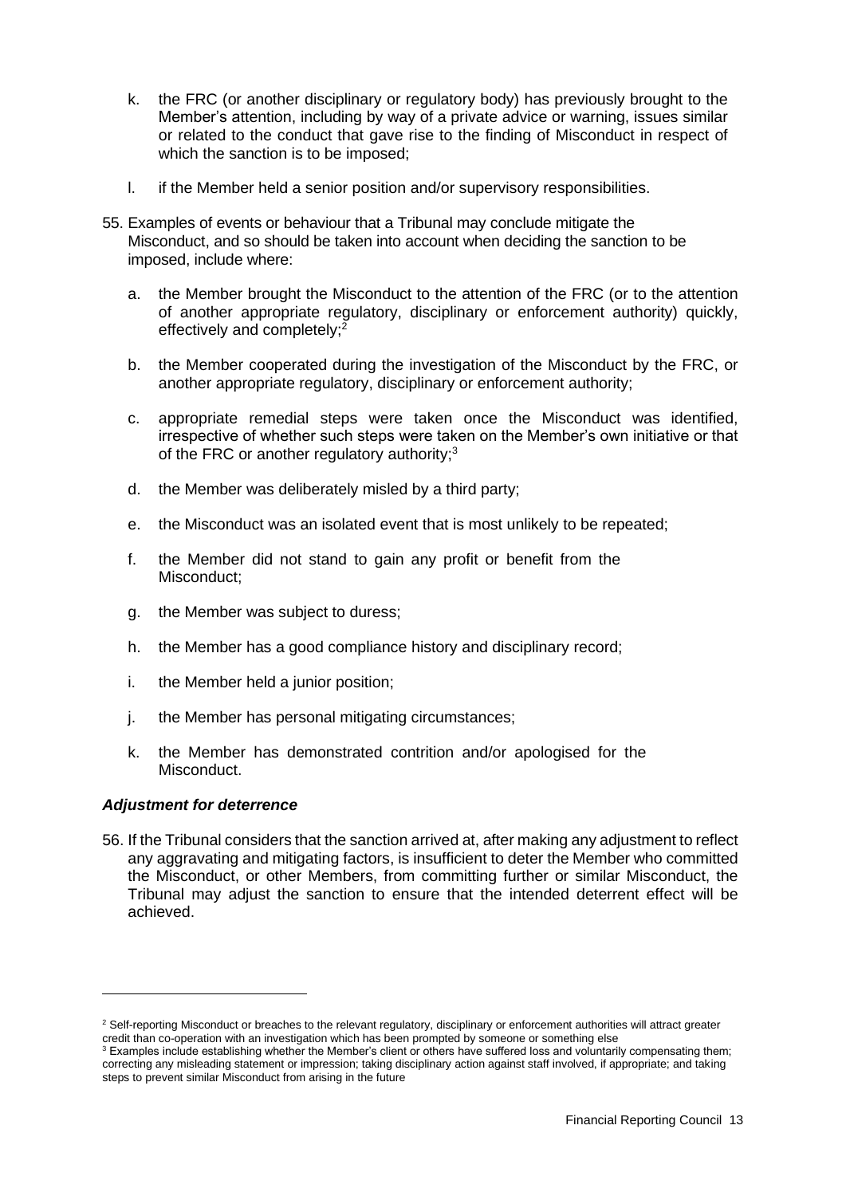k. the FRC (or another disciplinary or regulatory body) has previously brought to the Member's attention, including by way of a private advice or warning, issues similar or related to the conduct that gave rise to the finding of Misconduct in respect of which the sanction is to be imposed;

l. if the Member held a senior position and/or supervisory responsibilities.

55. Examples of events or behaviour that a Tribunal may conclude mitigate the Misconduct, and so should be taken into account when deciding the sanction to be imposed, include where:

a. the Member brought the Misconduct to the attention of the FRC (or to the attention of another appropriate regulatory, disciplinary or enforcement authority) quickly, effectively and completely;[2]

b. the Member cooperated during the investigation of the Misconduct by the FRC, or another appropriate regulatory, disciplinary or enforcement authority;

c. appropriate remedial steps were taken once the Misconduct was identified, irrespective of whether such steps were taken on the Member's own initiative or that of the FRC or another regulatory authority;[3]

d. the Member was deliberately misled by a third party;

e. the Misconduct was an isolated event that is most unlikely to be repeated;

f. the Member did not stand to gain any profit or benefit from the Misconduct;

g. the Member was subject to duress;

h. the Member has a good compliance history and disciplinary record;

i. the Member held a junior position;

j. the Member has personal mitigating circumstances;

k. the Member has demonstrated contrition and/or apologised for the Misconduct.

***Adjustment for deterrence***

56. If the Tribunal considers that the sanction arrived at, after making any adjustment to reflect any aggravating and mitigating factors, is insufficient to deter the Member who committed the Misconduct, or other Members, from committing further or similar Misconduct, the Tribunal may adjust the sanction to ensure that the intended deterrent effect will be achieved.

---

[2] Self-reporting Misconduct or breaches to the relevant regulatory, disciplinary or enforcement authorities will attract greater credit than co-operation with an investigation which has been prompted by someone or something else

[3] Examples include establishing whether the Member's client or others have suffered loss and voluntarily compensating them; correcting any misleading statement or impression; taking disciplinary action against staff involved, if appropriate; and taking steps to prevent similar Misconduct from arising in the future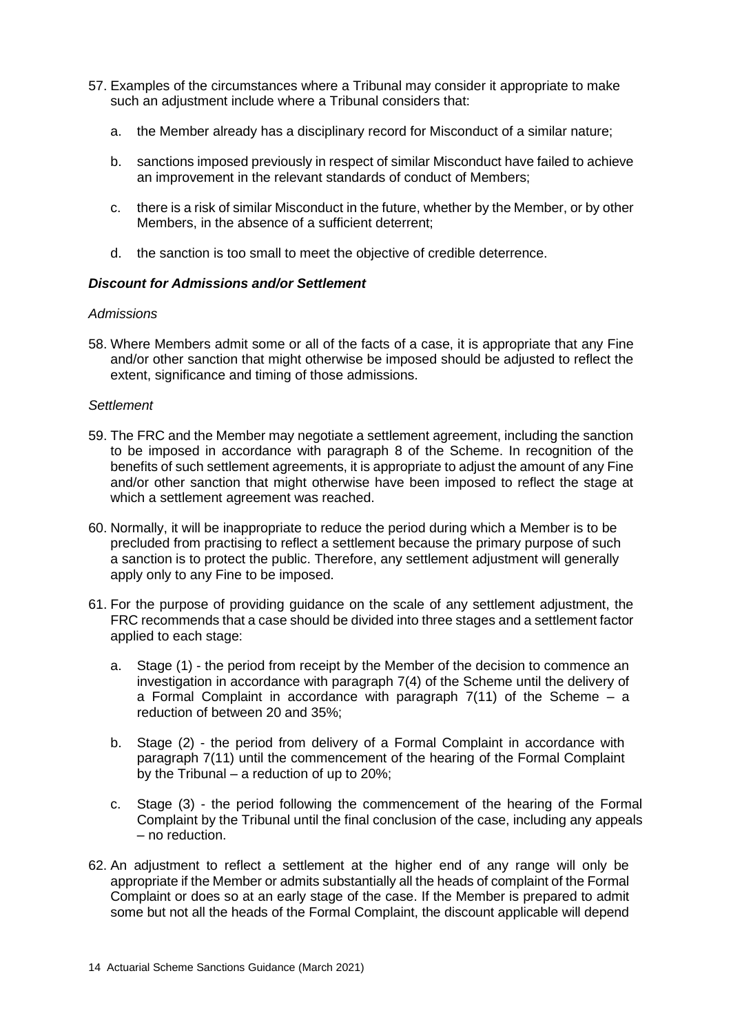57. Examples of the circumstances where a Tribunal may consider it appropriate to make such an adjustment include where a Tribunal considers that:

    a. the Member already has a disciplinary record for Misconduct of a similar nature;

    b. sanctions imposed previously in respect of similar Misconduct have failed to achieve an improvement in the relevant standards of conduct of Members;

    c. there is a risk of similar Misconduct in the future, whether by the Member, or by other Members, in the absence of a sufficient deterrent;

    d. the sanction is too small to meet the objective of credible deterrence.

***Discount for Admissions and/or Settlement***

*Admissions*

58. Where Members admit some or all of the facts of a case, it is appropriate that any Fine and/or other sanction that might otherwise be imposed should be adjusted to reflect the extent, significance and timing of those admissions.

*Settlement*

59. The FRC and the Member may negotiate a settlement agreement, including the sanction to be imposed in accordance with paragraph 8 of the Scheme. In recognition of the benefits of such settlement agreements, it is appropriate to adjust the amount of any Fine and/or other sanction that might otherwise have been imposed to reflect the stage at which a settlement agreement was reached.

60. Normally, it will be inappropriate to reduce the period during which a Member is to be precluded from practising to reflect a settlement because the primary purpose of such a sanction is to protect the public. Therefore, any settlement adjustment will generally apply only to any Fine to be imposed.

61. For the purpose of providing guidance on the scale of any settlement adjustment, the FRC recommends that a case should be divided into three stages and a settlement factor applied to each stage:

    a. Stage (1) - the period from receipt by the Member of the decision to commence an investigation in accordance with paragraph 7(4) of the Scheme until the delivery of a Formal Complaint in accordance with paragraph 7(11) of the Scheme – a reduction of between 20 and 35%;

    b. Stage (2) - the period from delivery of a Formal Complaint in accordance with paragraph 7(11) until the commencement of the hearing of the Formal Complaint by the Tribunal – a reduction of up to 20%;

    c. Stage (3) - the period following the commencement of the hearing of the Formal Complaint by the Tribunal until the final conclusion of the case, including any appeals – no reduction.

62. An adjustment to reflect a settlement at the higher end of any range will only be appropriate if the Member or admits substantially all the heads of complaint of the Formal Complaint or does so at an early stage of the case. If the Member is prepared to admit some but not all the heads of the Formal Complaint, the discount applicable will depend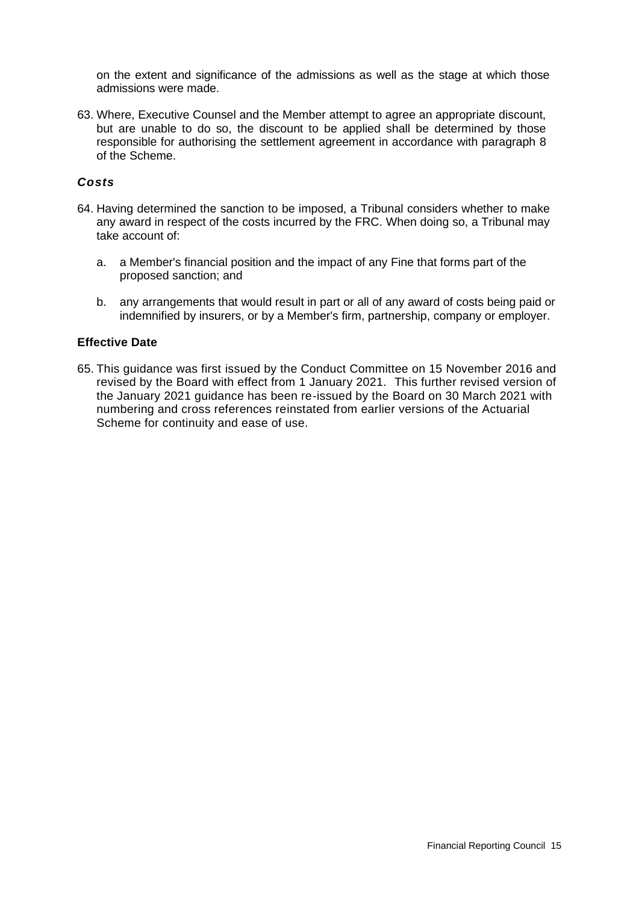on the extent and significance of the admissions as well as the stage at which those admissions were made.

63. Where, Executive Counsel and the Member attempt to agree an appropriate discount, but are unable to do so, the discount to be applied shall be determined by those responsible for authorising the settlement agreement in accordance with paragraph 8 of the Scheme.

### *Costs*

64. Having determined the sanction to be imposed, a Tribunal considers whether to make any award in respect of the costs incurred by the FRC. When doing so, a Tribunal may take account of:

    a. a Member's financial position and the impact of any Fine that forms part of the proposed sanction; and

    b. any arrangements that would result in part or all of any award of costs being paid or indemnified by insurers, or by a Member's firm, partnership, company or employer.

## Effective Date

65. This guidance was first issued by the Conduct Committee on 15 November 2016 and revised by the Board with effect from 1 January 2021. This further revised version of the January 2021 guidance has been re-issued by the Board on 30 March 2021 with numbering and cross references reinstated from earlier versions of the Actuarial Scheme for continuity and ease of use.